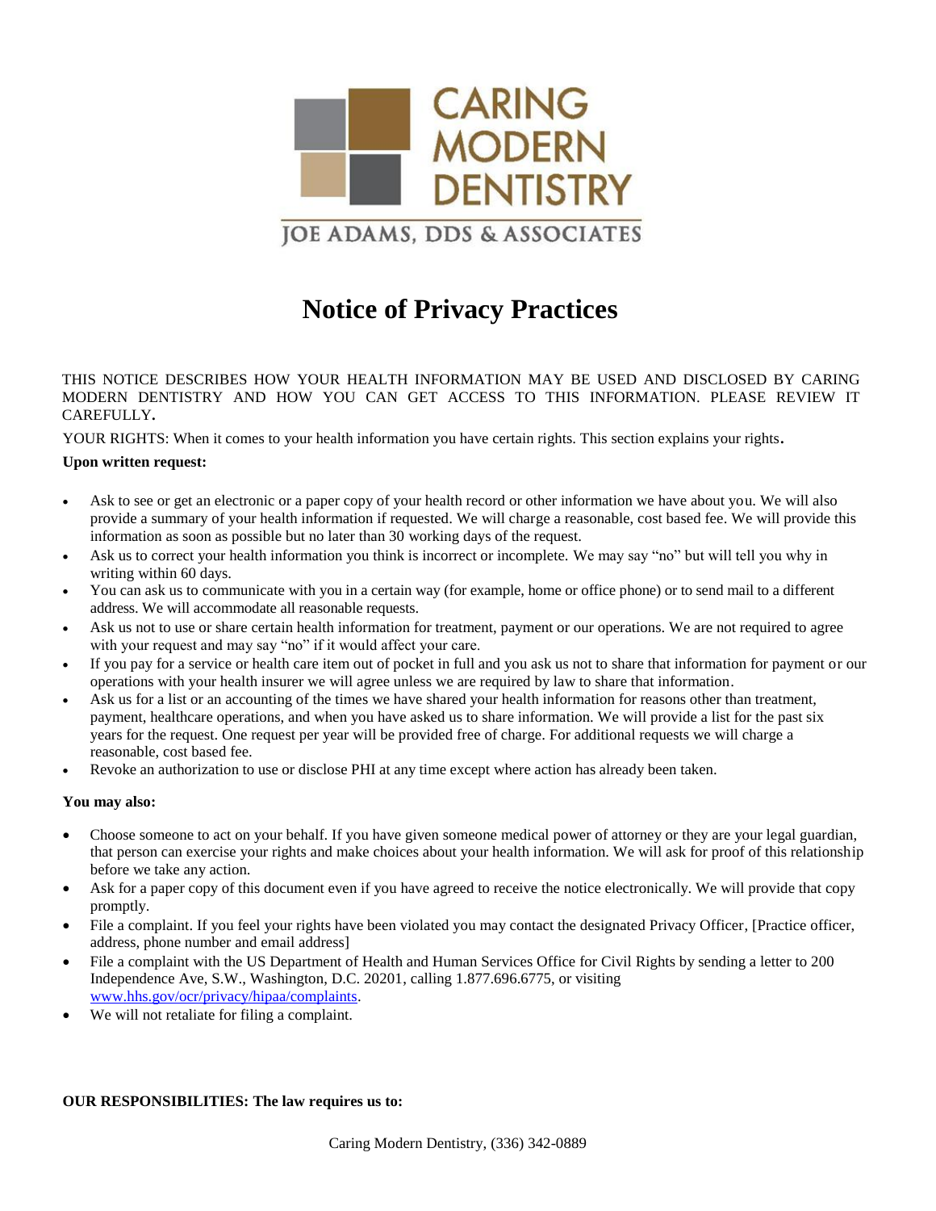CARING MODERN DENTISTRY

JOE ADAMS, DDS & ASSOCIATES

# Notice of Privacy Practices

THIS NOTICE DESCRIBES HOW YOUR HEALTH INFORMATION MAY BE USED AND DISCLOSED BY CARING MODERN DENTISTRY AND HOW YOU CAN GET ACCESS TO THIS INFORMATION. PLEASE REVIEW IT CAREFULLY.

YOUR RIGHTS: When it comes to your health information you have certain rights. This section explains your rights.

**Upon written request:**

- Ask to see or get an electronic or a paper copy of your health record or other information we have about you. We will also provide a summary of your health information if requested. We will charge a reasonable, cost based fee. We will provide this information as soon as possible but no later than 30 working days of the request.
- Ask us to correct your health information you think is incorrect or incomplete. We may say "no" but will tell you why in writing within 60 days.
- You can ask us to communicate with you in a certain way (for example, home or office phone) or to send mail to a different address. We will accommodate all reasonable requests.
- Ask us not to use or share certain health information for treatment, payment or our operations. We are not required to agree with your request and may say "no" if it would affect your care.
- If you pay for a service or health care item out of pocket in full and you ask us not to share that information for payment or our operations with your health insurer we will agree unless we are required by law to share that information.
- Ask us for a list or an accounting of the times we have shared your health information for reasons other than treatment, payment, healthcare operations, and when you have asked us to share information. We will provide a list for the past six years for the request. One request per year will be provided free of charge. For additional requests we will charge a reasonable, cost based fee.
- Revoke an authorization to use or disclose PHI at any time except where action has already been taken.

**You may also:**

- Choose someone to act on your behalf. If you have given someone medical power of attorney or they are your legal guardian, that person can exercise your rights and make choices about your health information. We will ask for proof of this relationship before we take any action.
- Ask for a paper copy of this document even if you have agreed to receive the notice electronically. We will provide that copy promptly.
- File a complaint. If you feel your rights have been violated you may contact the designated Privacy Officer, [Practice officer, address, phone number and email address]
- File a complaint with the US Department of Health and Human Services Office for Civil Rights by sending a letter to 200 Independence Ave, S.W., Washington, D.C. 20201, calling 1.877.696.6775, or visiting www.hhs.gov/ocr/privacy/hipaa/complaints.
- We will not retaliate for filing a complaint.

**OUR RESPONSIBILITIES: The law requires us to:**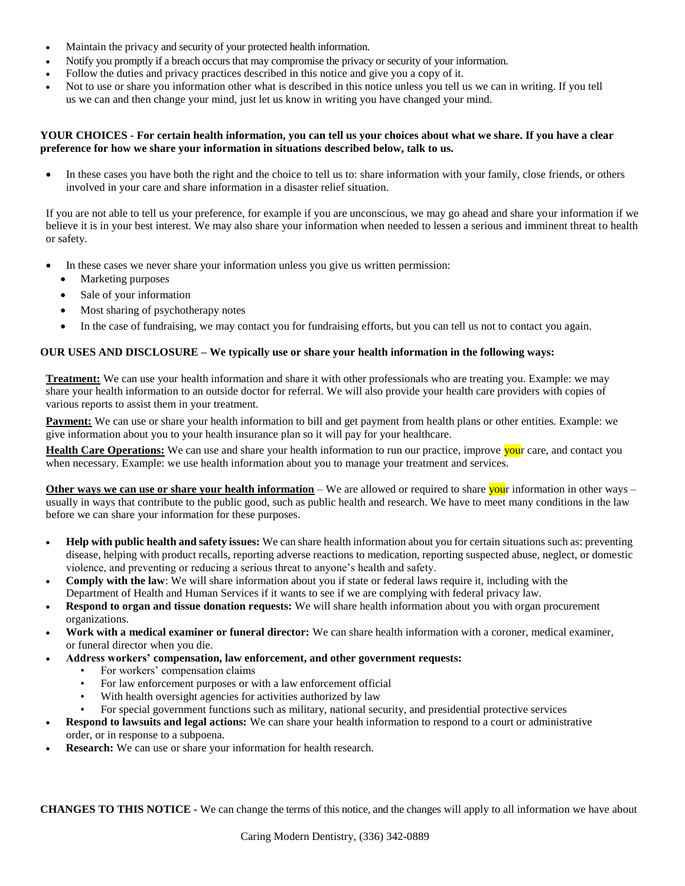- Maintain the privacy and security of your protected health information.
- Notify you promptly if a breach occurs that may compromise the privacy or security of your information.
- Follow the duties and privacy practices described in this notice and give you a copy of it.
- Not to use or share you information other what is described in this notice unless you tell us we can in writing. If you tell us we can and then change your mind, just let us know in writing you have changed your mind.

**YOUR CHOICES - For certain health information, you can tell us your choices about what we share. If you have a clear preference for how we share your information in situations described below, talk to us.**

- In these cases you have both the right and the choice to tell us to: share information with your family, close friends, or others involved in your care and share information in a disaster relief situation.

If you are not able to tell us your preference, for example if you are unconscious, we may go ahead and share your information if we believe it is in your best interest. We may also share your information when needed to lessen a serious and imminent threat to health or safety.

- In these cases we never share your information unless you give us written permission:
  - Marketing purposes
  - Sale of your information
  - Most sharing of psychotherapy notes
  - In the case of fundraising, we may contact you for fundraising efforts, but you can tell us not to contact you again.

**OUR USES AND DISCLOSURE – We typically use or share your health information in the following ways:**

**Treatment:** We can use your health information and share it with other professionals who are treating you. Example: we may share your health information to an outside doctor for referral. We will also provide your health care providers with copies of various reports to assist them in your treatment.

**Payment:** We can use or share your health information to bill and get payment from health plans or other entities. Example: we give information about you to your health insurance plan so it will pay for your healthcare.

**Health Care Operations:** We can use and share your health information to run our practice, improve your care, and contact you when necessary. Example: we use health information about you to manage your treatment and services.

**Other ways we can use or share your health information** – We are allowed or required to share your information in other ways – usually in ways that contribute to the public good, such as public health and research. We have to meet many conditions in the law before we can share your information for these purposes.

- **Help with public health and safety issues:** We can share health information about you for certain situations such as: preventing disease, helping with product recalls, reporting adverse reactions to medication, reporting suspected abuse, neglect, or domestic violence, and preventing or reducing a serious threat to anyone's health and safety.
- **Comply with the law**: We will share information about you if state or federal laws require it, including with the Department of Health and Human Services if it wants to see if we are complying with federal privacy law.
- **Respond to organ and tissue donation requests:** We will share health information about you with organ procurement organizations.
- **Work with a medical examiner or funeral director:** We can share health information with a coroner, medical examiner, or funeral director when you die.
- **Address workers' compensation, law enforcement, and other government requests:**
  - For workers' compensation claims
  - For law enforcement purposes or with a law enforcement official
  - With health oversight agencies for activities authorized by law
  - For special government functions such as military, national security, and presidential protective services
- **Respond to lawsuits and legal actions:** We can share your health information to respond to a court or administrative order, or in response to a subpoena.
- **Research:** We can use or share your information for health research.

**CHANGES TO THIS NOTICE** - We can change the terms of this notice, and the changes will apply to all information we have about

Caring Modern Dentistry, (336) 342-0889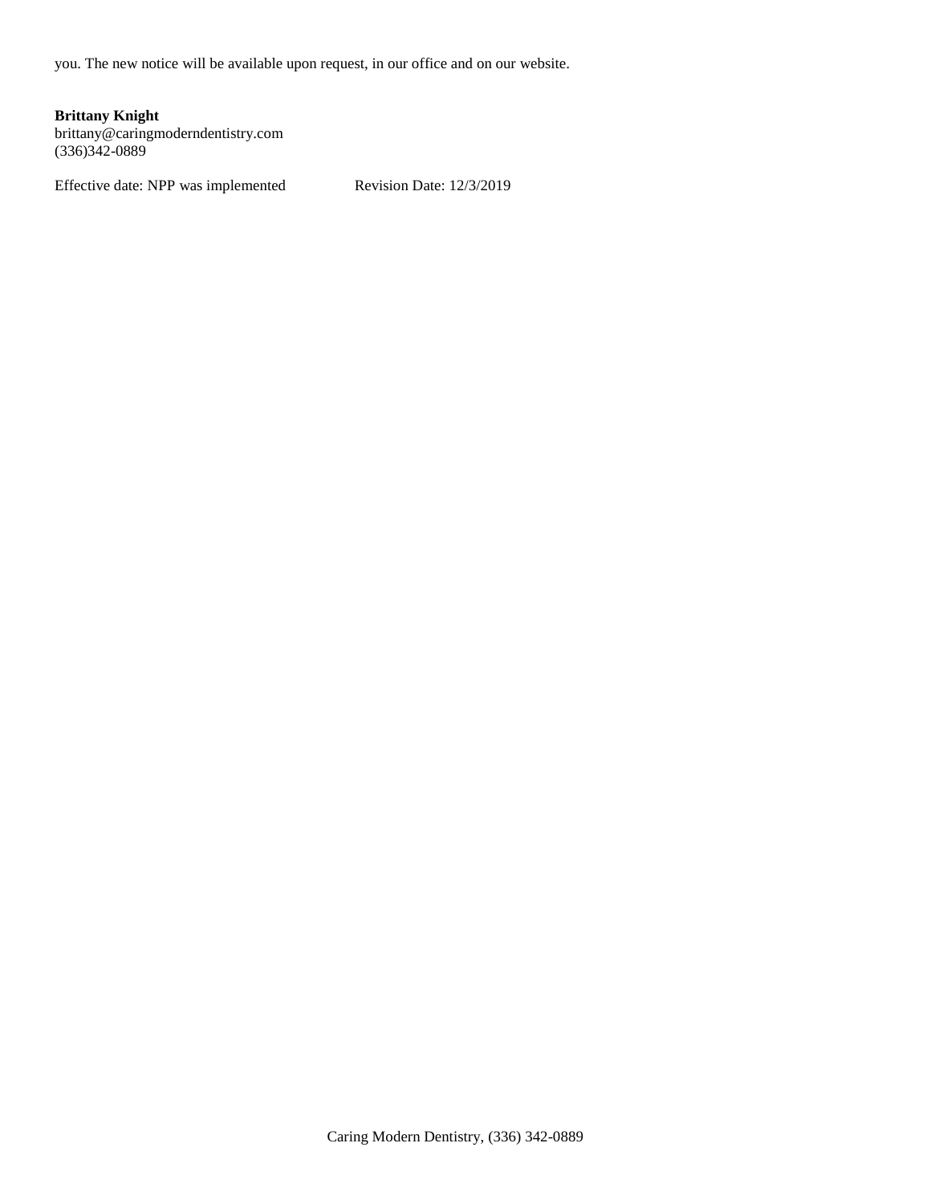you. The new notice will be available upon request, in our office and on our website.

**Brittany Knight**
brittany@caringmoderndentistry.com
(336)342-0889

Effective date: NPP was implemented        Revision Date: 12/3/2019